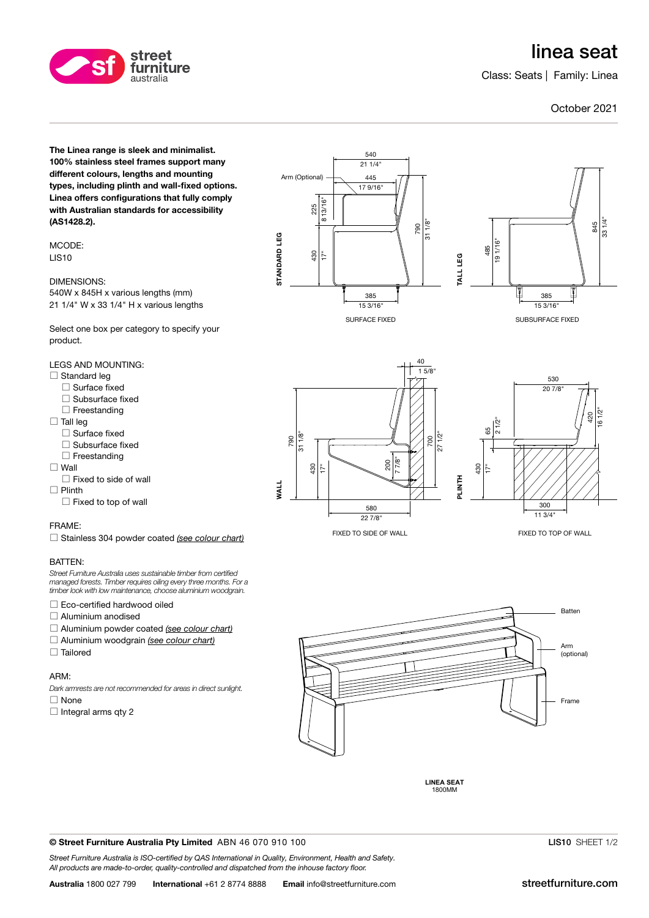# linea seat

Class: Seats | Family: Linea

October 2021

**The Linea range is sleek and minimalist. 100% stainless steel frames support many different colours, lengths and mounting types, including plinth and wall-fixed options. Linea offers configurations that fully comply with Australian standards for accessibility (AS1428.2).**

MCODE:
LIS10

DIMENSIONS:
540W x 845H x various lengths (mm)
21 1/4" W x 33 1/4" H x various lengths

Select one box per category to specify your product.

LEGS AND MOUNTING:

- ☐ Standard leg
  - ☐ Surface fixed
  - ☐ Subsurface fixed
  - ☐ Freestanding
- ☐ Tall leg
  - ☐ Surface fixed
  - ☐ Subsurface fixed
  - ☐ Freestanding
- ☐ Wall
  - ☐ Fixed to side of wall
- ☐ Plinth
  - ☐ Fixed to top of wall

FRAME:

- ☐ Stainless 304 powder coated *(see colour chart)*

BATTEN:

*Street Furniture Australia uses sustainable timber from certified managed forests. Timber requires oiling every three months. For a timber look with low maintenance, choose aluminium woodgrain.*

- ☐ Eco-certified hardwood oiled
- ☐ Aluminium anodised
- ☐ Aluminium powder coated *(see colour chart)*
- ☐ Aluminium woodgrain *(see colour chart)*
- ☐ Tailored

ARM:

*Dark armrests are not recommended for areas in direct sunlight.*

- ☐ None
- ☐ Integral arms qty 2

STANDARD LEG — 540 / 21 1/4"; Arm (Optional); 445 / 17 9/16"; 225 / 8 13/16"; 430 / 17"; 790 / 31 1/8"; 385 / 15 3/16"

SURFACE FIXED

TALL LEG — 485 / 19 1/16"; 845 / 33 1/4"; 385 / 15 3/16"

SUBSURFACE FIXED

WALL — 40 / 1 5/8"; 790 / 31 1/8"; 430 / 17"; 700 / 27 1/2"; 200 / 7 7/8"; 580 / 22 7/8"

FIXED TO SIDE OF WALL

PLINTH — 530 / 20 7/8"; 65 / 2 1/2"; 420 / 16 1/2"; 430 / 17"; 300 / 11 3/4"

FIXED TO TOP OF WALL

Batten; Arm (optional); Frame

**LINEA SEAT**
1800MM

**© Street Furniture Australia Pty Limited** ABN 46 070 910 100 — **LIS10** SHEET 1/2

*Street Furniture Australia is ISO-certified by QAS International in Quality, Environment, Health and Safety. All products are made-to-order, quality-controlled and dispatched from the inhouse factory floor.*

**Australia** 1800 027 799 **International** +61 2 8774 8888 **Email** info@streetfurniture.com — streetfurniture.com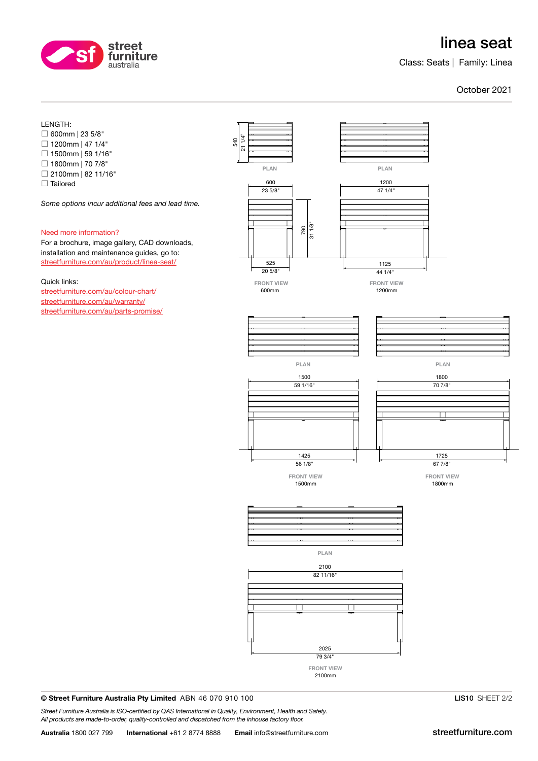# linea seat

Class: Seats | Family: Linea

October 2021

LENGTH:

- ☐ 600mm | 23 5/8"
- ☐ 1200mm | 47 1/4"
- ☐ 1500mm | 59 1/16"
- ☐ 1800mm | 70 7/8"
- ☐ 2100mm | 82 11/16"
- ☐ Tailored

*Some options incur additional fees and lead time.*

Need more information?
For a brochure, image gallery, CAD downloads, installation and maintenance guides, go to:
streetfurniture.com/au/product/linea-seat/

Quick links:
streetfurniture.com/au/colour-chart/
streetfurniture.com/au/warranty/
streetfurniture.com/au/parts-promise/

540
21 1/4"
PLAN

PLAN

600
23 5/8"

1200
47 1/4"

790
31 1/8"

525
20 5/8"
FRONT VIEW
600mm

1125
44 1/4"
FRONT VIEW
1200mm

PLAN

PLAN

1500
59 1/16"

1800
70 7/8"

1425
56 1/8"
FRONT VIEW
1500mm

1725
67 7/8"
FRONT VIEW
1800mm

PLAN

2100
82 11/16"

2025
79 3/4"
FRONT VIEW
2100mm

**© Street Furniture Australia Pty Limited** ABN 46 070 910 100

**LIS10** SHEET 2/2

*Street Furniture Australia is ISO-certified by QAS International in Quality, Environment, Health and Safety.*
*All products are made-to-order, quality-controlled and dispatched from the inhouse factory floor.*

**Australia** 1800 027 799 **International** +61 2 8774 8888 **Email** info@streetfurniture.com

streetfurniture.com